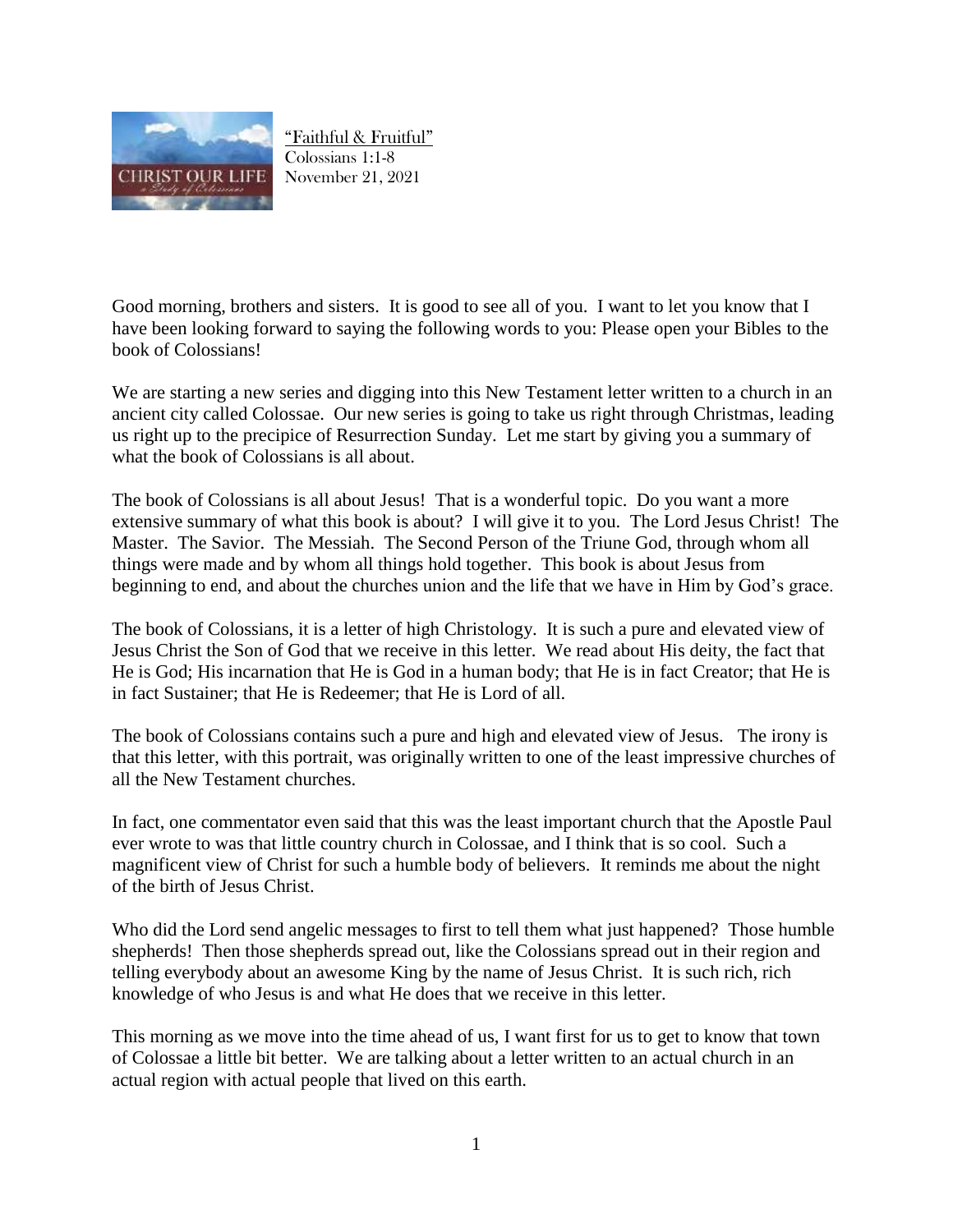"Faithful & Fruitful"
Colossians 1:1-8
November 21, 2021

Good morning, brothers and sisters. It is good to see all of you. I want to let you know that I have been looking forward to saying the following words to you: Please open your Bibles to the book of Colossians!

We are starting a new series and digging into this New Testament letter written to a church in an ancient city called Colossae. Our new series is going to take us right through Christmas, leading us right up to the precipice of Resurrection Sunday. Let me start by giving you a summary of what the book of Colossians is all about.

The book of Colossians is all about Jesus! That is a wonderful topic. Do you want a more extensive summary of what this book is about? I will give it to you. The Lord Jesus Christ! The Master. The Savior. The Messiah. The Second Person of the Triune God, through whom all things were made and by whom all things hold together. This book is about Jesus from beginning to end, and about the churches union and the life that we have in Him by God's grace.

The book of Colossians, it is a letter of high Christology. It is such a pure and elevated view of Jesus Christ the Son of God that we receive in this letter. We read about His deity, the fact that He is God; His incarnation that He is God in a human body; that He is in fact Creator; that He is in fact Sustainer; that He is Redeemer; that He is Lord of all.

The book of Colossians contains such a pure and high and elevated view of Jesus. The irony is that this letter, with this portrait, was originally written to one of the least impressive churches of all the New Testament churches.

In fact, one commentator even said that this was the least important church that the Apostle Paul ever wrote to was that little country church in Colossae, and I think that is so cool. Such a magnificent view of Christ for such a humble body of believers. It reminds me about the night of the birth of Jesus Christ.

Who did the Lord send angelic messages to first to tell them what just happened? Those humble shepherds! Then those shepherds spread out, like the Colossians spread out in their region and telling everybody about an awesome King by the name of Jesus Christ. It is such rich, rich knowledge of who Jesus is and what He does that we receive in this letter.

This morning as we move into the time ahead of us, I want first for us to get to know that town of Colossae a little bit better. We are talking about a letter written to an actual church in an actual region with actual people that lived on this earth.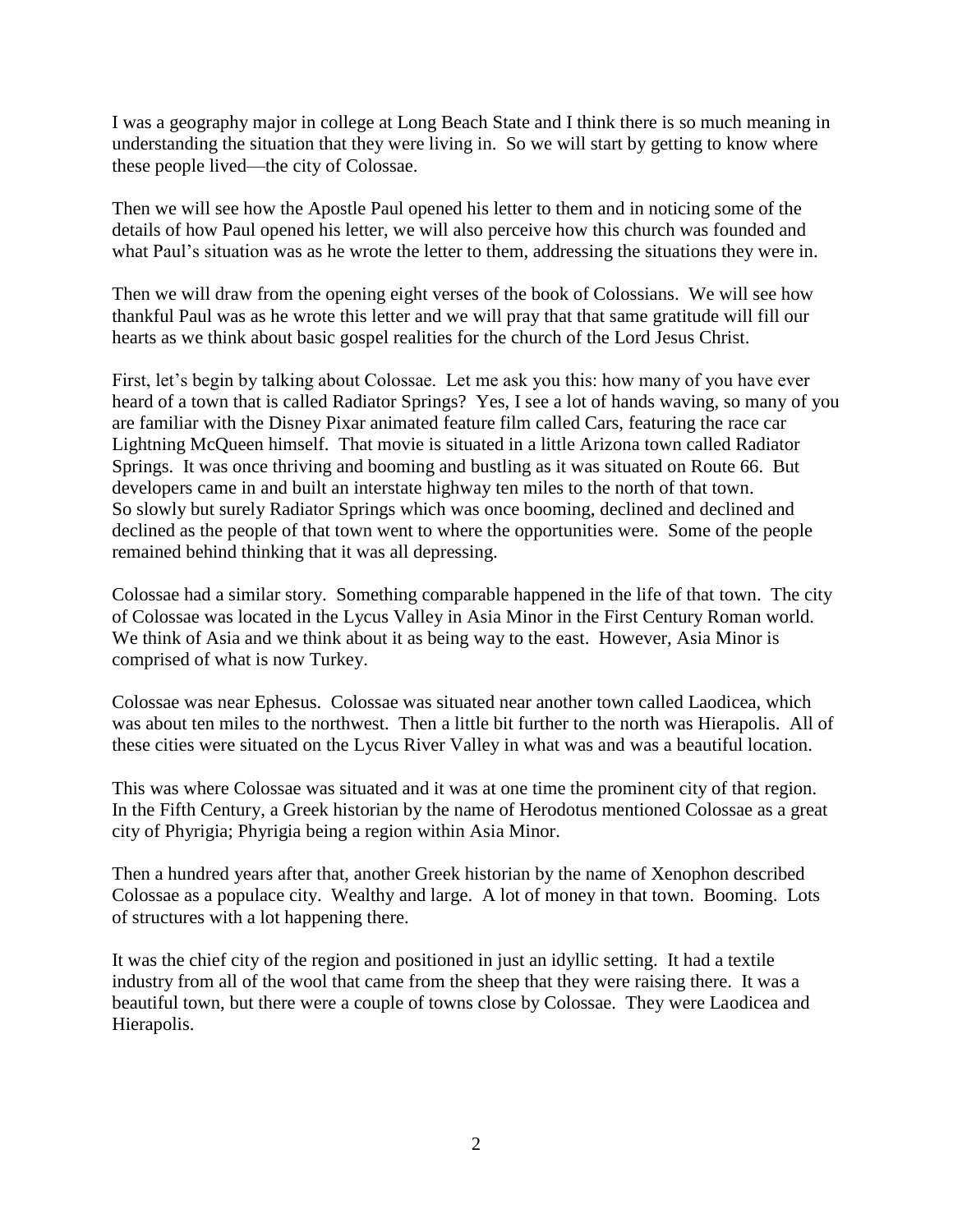I was a geography major in college at Long Beach State and I think there is so much meaning in understanding the situation that they were living in. So we will start by getting to know where these people lived—the city of Colossae.

Then we will see how the Apostle Paul opened his letter to them and in noticing some of the details of how Paul opened his letter, we will also perceive how this church was founded and what Paul's situation was as he wrote the letter to them, addressing the situations they were in.

Then we will draw from the opening eight verses of the book of Colossians. We will see how thankful Paul was as he wrote this letter and we will pray that that same gratitude will fill our hearts as we think about basic gospel realities for the church of the Lord Jesus Christ.

First, let's begin by talking about Colossae. Let me ask you this: how many of you have ever heard of a town that is called Radiator Springs? Yes, I see a lot of hands waving, so many of you are familiar with the Disney Pixar animated feature film called Cars, featuring the race car Lightning McQueen himself. That movie is situated in a little Arizona town called Radiator Springs. It was once thriving and booming and bustling as it was situated on Route 66. But developers came in and built an interstate highway ten miles to the north of that town. So slowly but surely Radiator Springs which was once booming, declined and declined and declined as the people of that town went to where the opportunities were. Some of the people remained behind thinking that it was all depressing.

Colossae had a similar story. Something comparable happened in the life of that town. The city of Colossae was located in the Lycus Valley in Asia Minor in the First Century Roman world. We think of Asia and we think about it as being way to the east. However, Asia Minor is comprised of what is now Turkey.

Colossae was near Ephesus. Colossae was situated near another town called Laodicea, which was about ten miles to the northwest. Then a little bit further to the north was Hierapolis. All of these cities were situated on the Lycus River Valley in what was and was a beautiful location.

This was where Colossae was situated and it was at one time the prominent city of that region. In the Fifth Century, a Greek historian by the name of Herodotus mentioned Colossae as a great city of Phyrigia; Phyrigia being a region within Asia Minor.

Then a hundred years after that, another Greek historian by the name of Xenophon described Colossae as a populace city. Wealthy and large. A lot of money in that town. Booming. Lots of structures with a lot happening there.

It was the chief city of the region and positioned in just an idyllic setting. It had a textile industry from all of the wool that came from the sheep that they were raising there. It was a beautiful town, but there were a couple of towns close by Colossae. They were Laodicea and Hierapolis.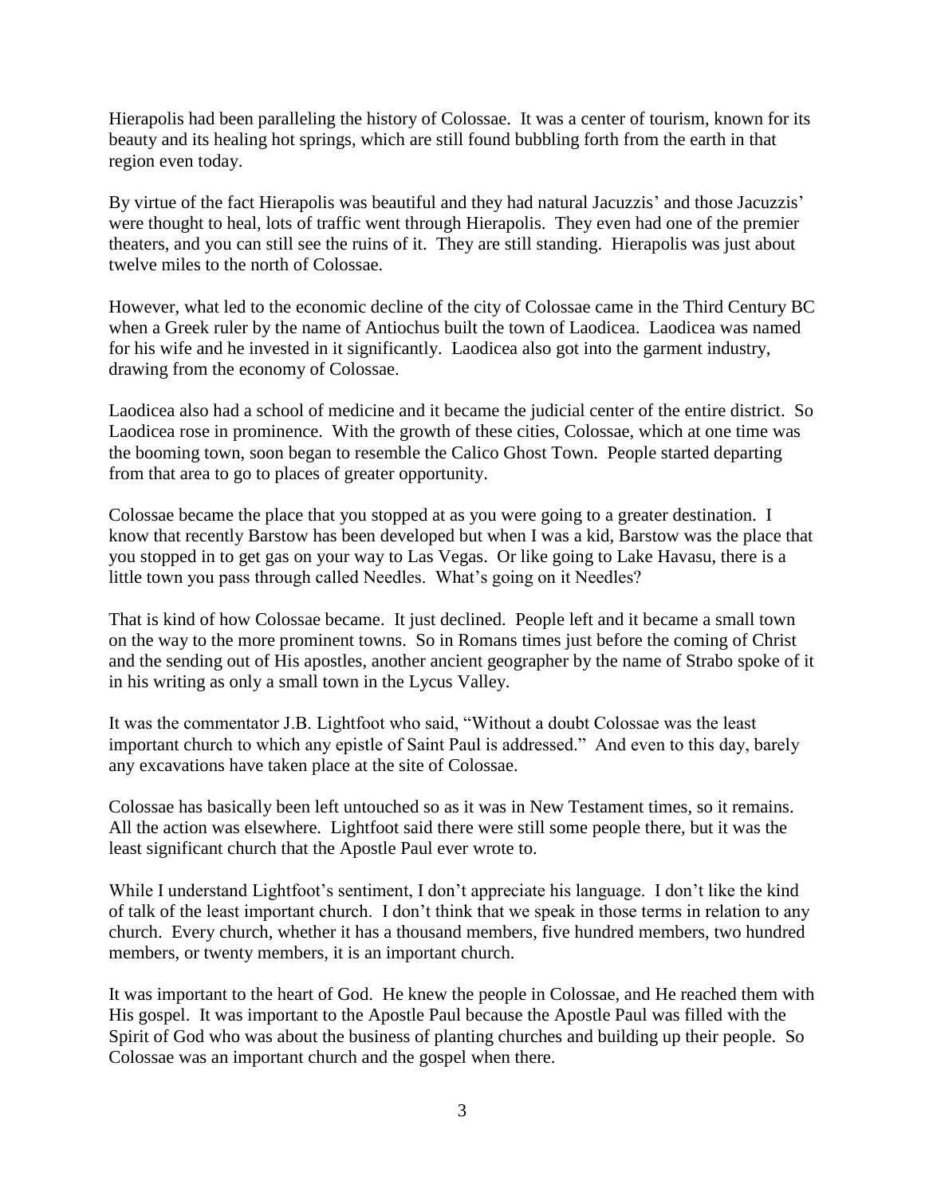Hierapolis had been paralleling the history of Colossae. It was a center of tourism, known for its beauty and its healing hot springs, which are still found bubbling forth from the earth in that region even today.

By virtue of the fact Hierapolis was beautiful and they had natural Jacuzzis' and those Jacuzzis' were thought to heal, lots of traffic went through Hierapolis. They even had one of the premier theaters, and you can still see the ruins of it. They are still standing. Hierapolis was just about twelve miles to the north of Colossae.

However, what led to the economic decline of the city of Colossae came in the Third Century BC when a Greek ruler by the name of Antiochus built the town of Laodicea. Laodicea was named for his wife and he invested in it significantly. Laodicea also got into the garment industry, drawing from the economy of Colossae.

Laodicea also had a school of medicine and it became the judicial center of the entire district. So Laodicea rose in prominence. With the growth of these cities, Colossae, which at one time was the booming town, soon began to resemble the Calico Ghost Town. People started departing from that area to go to places of greater opportunity.

Colossae became the place that you stopped at as you were going to a greater destination. I know that recently Barstow has been developed but when I was a kid, Barstow was the place that you stopped in to get gas on your way to Las Vegas. Or like going to Lake Havasu, there is a little town you pass through called Needles. What's going on it Needles?

That is kind of how Colossae became. It just declined. People left and it became a small town on the way to the more prominent towns. So in Romans times just before the coming of Christ and the sending out of His apostles, another ancient geographer by the name of Strabo spoke of it in his writing as only a small town in the Lycus Valley.

It was the commentator J.B. Lightfoot who said, "Without a doubt Colossae was the least important church to which any epistle of Saint Paul is addressed." And even to this day, barely any excavations have taken place at the site of Colossae.

Colossae has basically been left untouched so as it was in New Testament times, so it remains. All the action was elsewhere. Lightfoot said there were still some people there, but it was the least significant church that the Apostle Paul ever wrote to.

While I understand Lightfoot's sentiment, I don't appreciate his language. I don't like the kind of talk of the least important church. I don't think that we speak in those terms in relation to any church. Every church, whether it has a thousand members, five hundred members, two hundred members, or twenty members, it is an important church.

It was important to the heart of God. He knew the people in Colossae, and He reached them with His gospel. It was important to the Apostle Paul because the Apostle Paul was filled with the Spirit of God who was about the business of planting churches and building up their people. So Colossae was an important church and the gospel when there.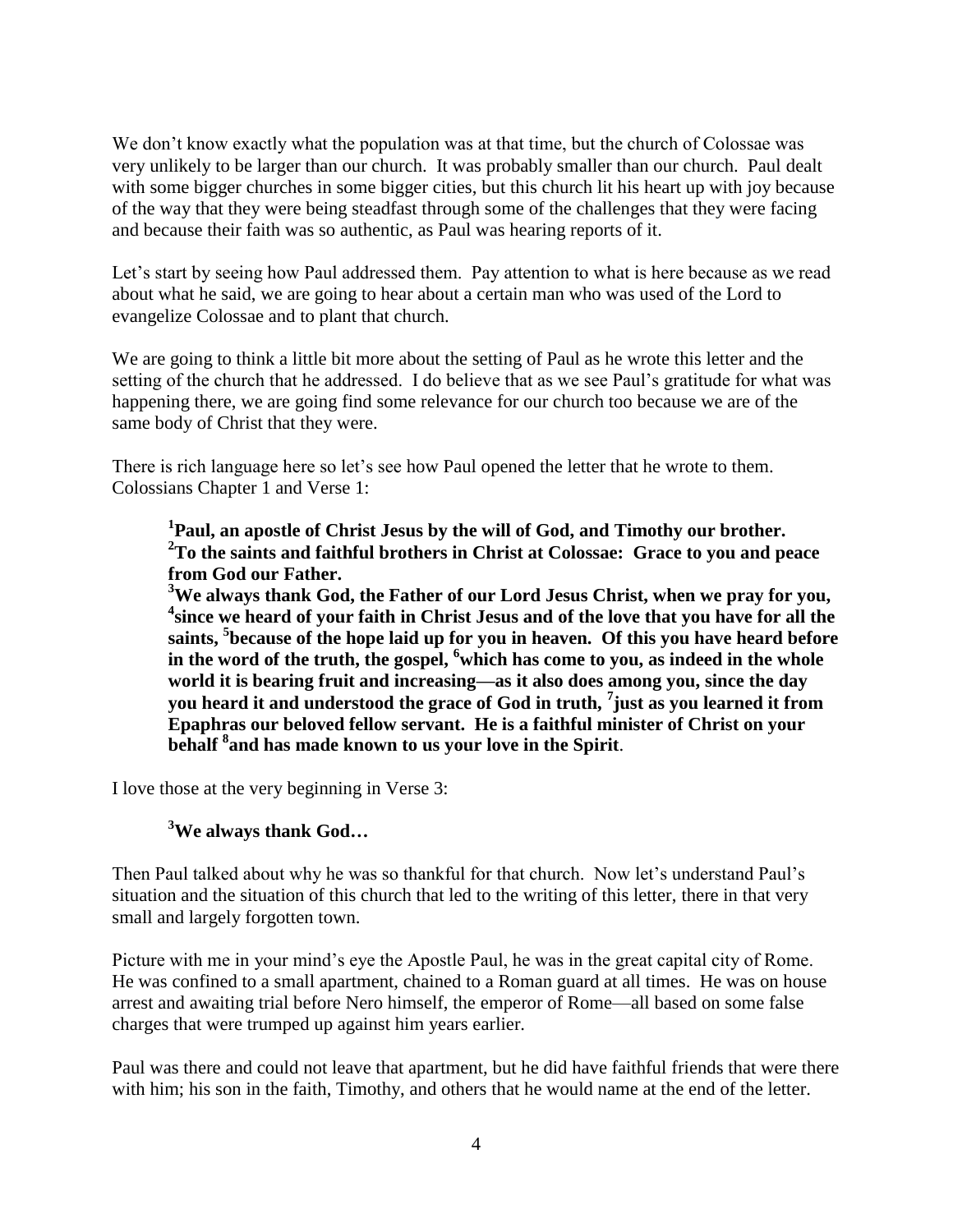We don't know exactly what the population was at that time, but the church of Colossae was very unlikely to be larger than our church. It was probably smaller than our church. Paul dealt with some bigger churches in some bigger cities, but this church lit his heart up with joy because of the way that they were being steadfast through some of the challenges that they were facing and because their faith was so authentic, as Paul was hearing reports of it.

Let's start by seeing how Paul addressed them. Pay attention to what is here because as we read about what he said, we are going to hear about a certain man who was used of the Lord to evangelize Colossae and to plant that church.

We are going to think a little bit more about the setting of Paul as he wrote this letter and the setting of the church that he addressed. I do believe that as we see Paul's gratitude for what was happening there, we are going find some relevance for our church too because we are of the same body of Christ that they were.

There is rich language here so let's see how Paul opened the letter that he wrote to them. Colossians Chapter 1 and Verse 1:

> **[1]Paul, an apostle of Christ Jesus by the will of God, and Timothy our brother. [2]To the saints and faithful brothers in Christ at Colossae: Grace to you and peace from God our Father.**
> **[3]We always thank God, the Father of our Lord Jesus Christ, when we pray for you, [4]since we heard of your faith in Christ Jesus and of the love that you have for all the saints, [5]because of the hope laid up for you in heaven. Of this you have heard before in the word of the truth, the gospel, [6]which has come to you, as indeed in the whole world it is bearing fruit and increasing—as it also does among you, since the day you heard it and understood the grace of God in truth, [7]just as you learned it from Epaphras our beloved fellow servant. He is a faithful minister of Christ on your behalf [8]and has made known to us your love in the Spirit**.

I love those at the very beginning in Verse 3:

> **[3]We always thank God…**

Then Paul talked about why he was so thankful for that church. Now let's understand Paul's situation and the situation of this church that led to the writing of this letter, there in that very small and largely forgotten town.

Picture with me in your mind's eye the Apostle Paul, he was in the great capital city of Rome. He was confined to a small apartment, chained to a Roman guard at all times. He was on house arrest and awaiting trial before Nero himself, the emperor of Rome—all based on some false charges that were trumped up against him years earlier.

Paul was there and could not leave that apartment, but he did have faithful friends that were there with him; his son in the faith, Timothy, and others that he would name at the end of the letter.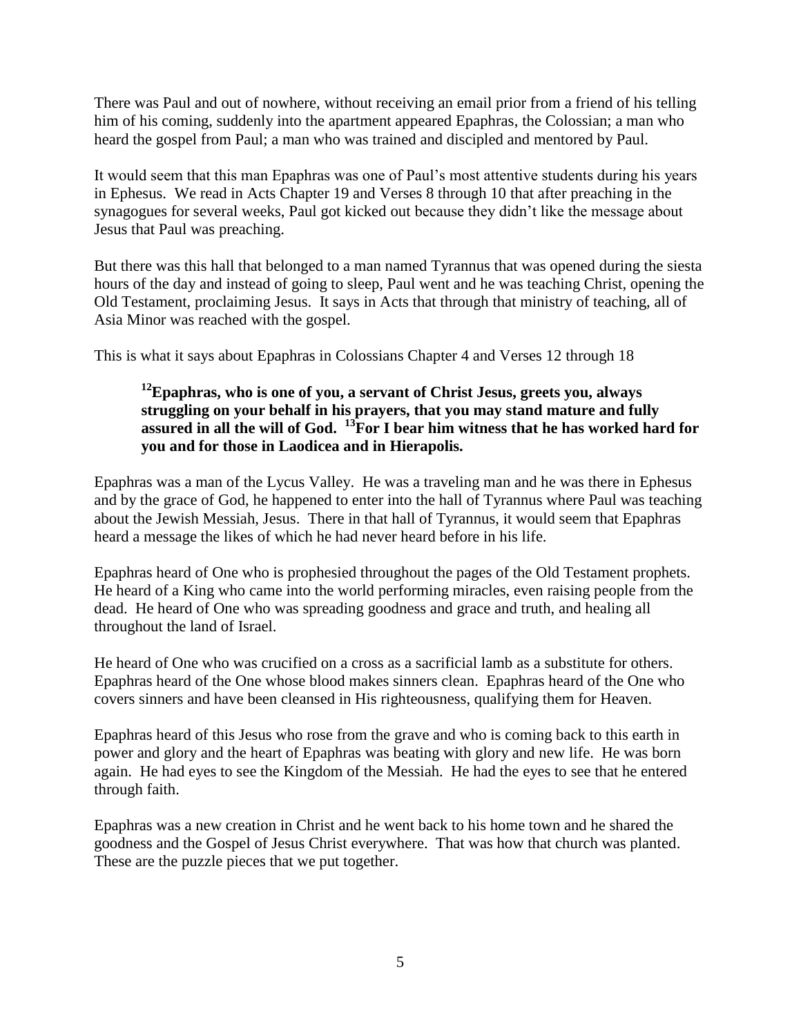There was Paul and out of nowhere, without receiving an email prior from a friend of his telling him of his coming, suddenly into the apartment appeared Epaphras, the Colossian; a man who heard the gospel from Paul; a man who was trained and discipled and mentored by Paul.

It would seem that this man Epaphras was one of Paul's most attentive students during his years in Ephesus. We read in Acts Chapter 19 and Verses 8 through 10 that after preaching in the synagogues for several weeks, Paul got kicked out because they didn't like the message about Jesus that Paul was preaching.

But there was this hall that belonged to a man named Tyrannus that was opened during the siesta hours of the day and instead of going to sleep, Paul went and he was teaching Christ, opening the Old Testament, proclaiming Jesus. It says in Acts that through that ministry of teaching, all of Asia Minor was reached with the gospel.

This is what it says about Epaphras in Colossians Chapter 4 and Verses 12 through 18

> **[12]Epaphras, who is one of you, a servant of Christ Jesus, greets you, always struggling on your behalf in his prayers, that you may stand mature and fully assured in all the will of God. [13]For I bear him witness that he has worked hard for you and for those in Laodicea and in Hierapolis.**

Epaphras was a man of the Lycus Valley. He was a traveling man and he was there in Ephesus and by the grace of God, he happened to enter into the hall of Tyrannus where Paul was teaching about the Jewish Messiah, Jesus. There in that hall of Tyrannus, it would seem that Epaphras heard a message the likes of which he had never heard before in his life.

Epaphras heard of One who is prophesied throughout the pages of the Old Testament prophets. He heard of a King who came into the world performing miracles, even raising people from the dead. He heard of One who was spreading goodness and grace and truth, and healing all throughout the land of Israel.

He heard of One who was crucified on a cross as a sacrificial lamb as a substitute for others. Epaphras heard of the One whose blood makes sinners clean. Epaphras heard of the One who covers sinners and have been cleansed in His righteousness, qualifying them for Heaven.

Epaphras heard of this Jesus who rose from the grave and who is coming back to this earth in power and glory and the heart of Epaphras was beating with glory and new life. He was born again. He had eyes to see the Kingdom of the Messiah. He had the eyes to see that he entered through faith.

Epaphras was a new creation in Christ and he went back to his home town and he shared the goodness and the Gospel of Jesus Christ everywhere. That was how that church was planted. These are the puzzle pieces that we put together.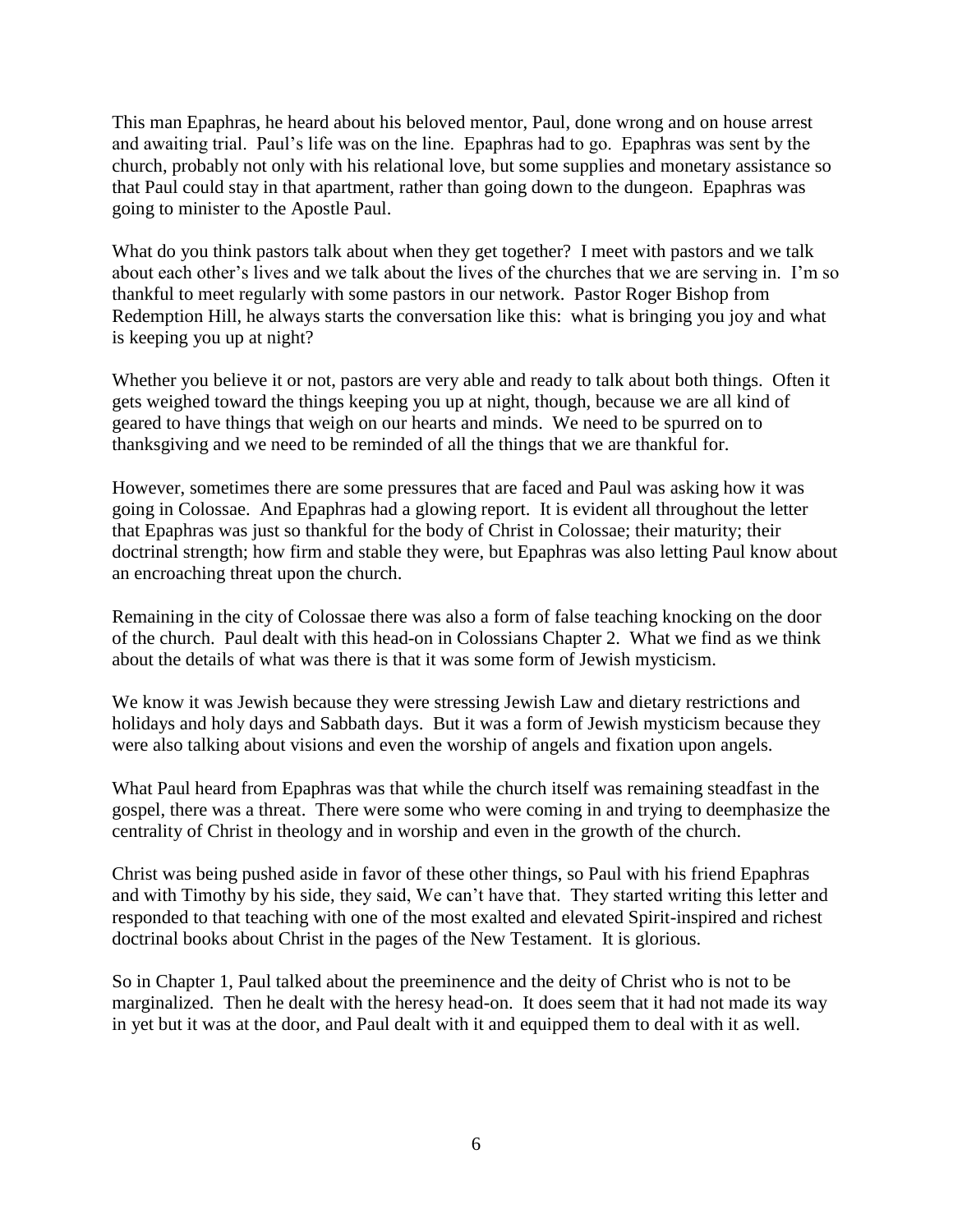This man Epaphras, he heard about his beloved mentor, Paul, done wrong and on house arrest and awaiting trial. Paul's life was on the line. Epaphras had to go. Epaphras was sent by the church, probably not only with his relational love, but some supplies and monetary assistance so that Paul could stay in that apartment, rather than going down to the dungeon. Epaphras was going to minister to the Apostle Paul.

What do you think pastors talk about when they get together? I meet with pastors and we talk about each other's lives and we talk about the lives of the churches that we are serving in. I'm so thankful to meet regularly with some pastors in our network. Pastor Roger Bishop from Redemption Hill, he always starts the conversation like this: what is bringing you joy and what is keeping you up at night?

Whether you believe it or not, pastors are very able and ready to talk about both things. Often it gets weighed toward the things keeping you up at night, though, because we are all kind of geared to have things that weigh on our hearts and minds. We need to be spurred on to thanksgiving and we need to be reminded of all the things that we are thankful for.

However, sometimes there are some pressures that are faced and Paul was asking how it was going in Colossae. And Epaphras had a glowing report. It is evident all throughout the letter that Epaphras was just so thankful for the body of Christ in Colossae; their maturity; their doctrinal strength; how firm and stable they were, but Epaphras was also letting Paul know about an encroaching threat upon the church.

Remaining in the city of Colossae there was also a form of false teaching knocking on the door of the church. Paul dealt with this head-on in Colossians Chapter 2. What we find as we think about the details of what was there is that it was some form of Jewish mysticism.

We know it was Jewish because they were stressing Jewish Law and dietary restrictions and holidays and holy days and Sabbath days. But it was a form of Jewish mysticism because they were also talking about visions and even the worship of angels and fixation upon angels.

What Paul heard from Epaphras was that while the church itself was remaining steadfast in the gospel, there was a threat. There were some who were coming in and trying to deemphasize the centrality of Christ in theology and in worship and even in the growth of the church.

Christ was being pushed aside in favor of these other things, so Paul with his friend Epaphras and with Timothy by his side, they said, We can't have that. They started writing this letter and responded to that teaching with one of the most exalted and elevated Spirit-inspired and richest doctrinal books about Christ in the pages of the New Testament. It is glorious.

So in Chapter 1, Paul talked about the preeminence and the deity of Christ who is not to be marginalized. Then he dealt with the heresy head-on. It does seem that it had not made its way in yet but it was at the door, and Paul dealt with it and equipped them to deal with it as well.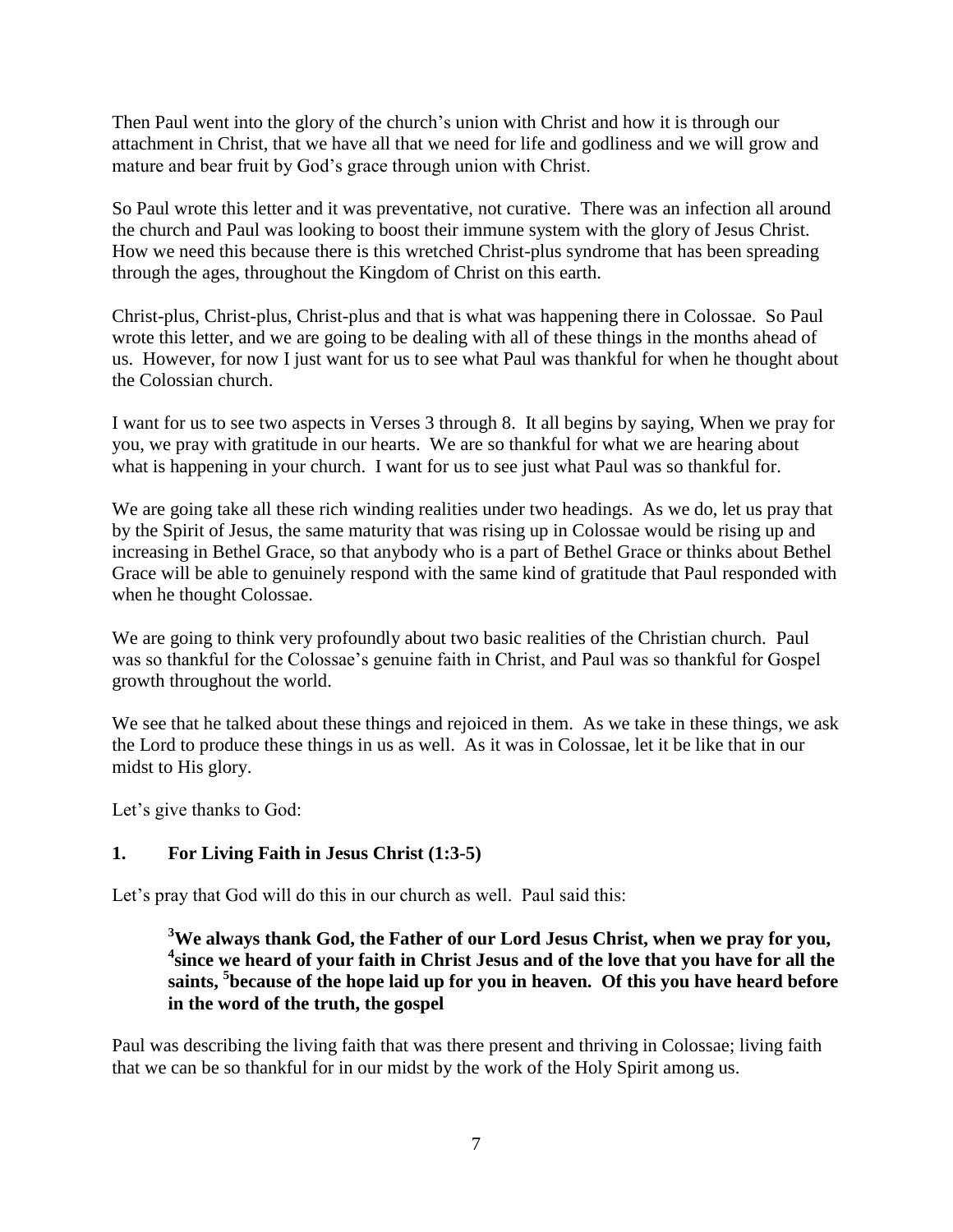Then Paul went into the glory of the church's union with Christ and how it is through our attachment in Christ, that we have all that we need for life and godliness and we will grow and mature and bear fruit by God's grace through union with Christ.

So Paul wrote this letter and it was preventative, not curative. There was an infection all around the church and Paul was looking to boost their immune system with the glory of Jesus Christ. How we need this because there is this wretched Christ-plus syndrome that has been spreading through the ages, throughout the Kingdom of Christ on this earth.

Christ-plus, Christ-plus, Christ-plus and that is what was happening there in Colossae. So Paul wrote this letter, and we are going to be dealing with all of these things in the months ahead of us. However, for now I just want for us to see what Paul was thankful for when he thought about the Colossian church.

I want for us to see two aspects in Verses 3 through 8. It all begins by saying, When we pray for you, we pray with gratitude in our hearts. We are so thankful for what we are hearing about what is happening in your church. I want for us to see just what Paul was so thankful for.

We are going take all these rich winding realities under two headings. As we do, let us pray that by the Spirit of Jesus, the same maturity that was rising up in Colossae would be rising up and increasing in Bethel Grace, so that anybody who is a part of Bethel Grace or thinks about Bethel Grace will be able to genuinely respond with the same kind of gratitude that Paul responded with when he thought Colossae.

We are going to think very profoundly about two basic realities of the Christian church. Paul was so thankful for the Colossae's genuine faith in Christ, and Paul was so thankful for Gospel growth throughout the world.

We see that he talked about these things and rejoiced in them. As we take in these things, we ask the Lord to produce these things in us as well. As it was in Colossae, let it be like that in our midst to His glory.

Let's give thanks to God:

**1. For Living Faith in Jesus Christ (1:3-5)**

Let's pray that God will do this in our church as well. Paul said this:

> **[3]We always thank God, the Father of our Lord Jesus Christ, when we pray for you, [4]since we heard of your faith in Christ Jesus and of the love that you have for all the saints, [5]because of the hope laid up for you in heaven. Of this you have heard before in the word of the truth, the gospel**

Paul was describing the living faith that was there present and thriving in Colossae; living faith that we can be so thankful for in our midst by the work of the Holy Spirit among us.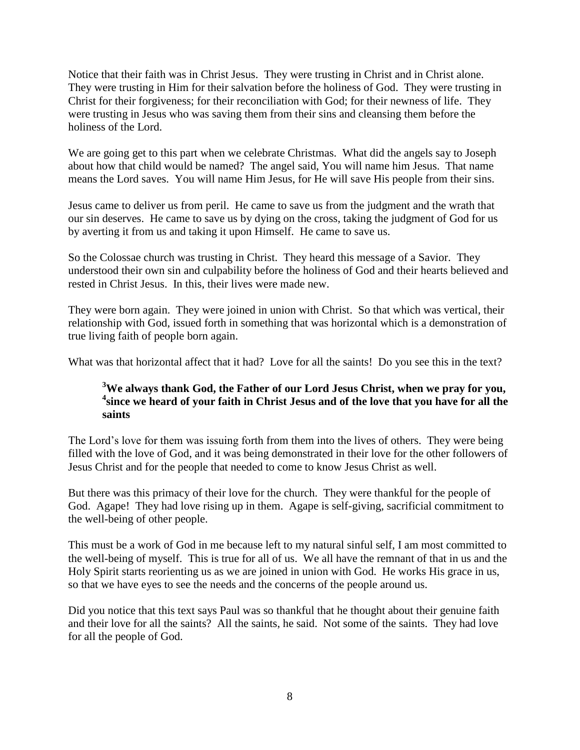Notice that their faith was in Christ Jesus. They were trusting in Christ and in Christ alone. They were trusting in Him for their salvation before the holiness of God. They were trusting in Christ for their forgiveness; for their reconciliation with God; for their newness of life. They were trusting in Jesus who was saving them from their sins and cleansing them before the holiness of the Lord.

We are going get to this part when we celebrate Christmas. What did the angels say to Joseph about how that child would be named? The angel said, You will name him Jesus. That name means the Lord saves. You will name Him Jesus, for He will save His people from their sins.

Jesus came to deliver us from peril. He came to save us from the judgment and the wrath that our sin deserves. He came to save us by dying on the cross, taking the judgment of God for us by averting it from us and taking it upon Himself. He came to save us.

So the Colossae church was trusting in Christ. They heard this message of a Savior. They understood their own sin and culpability before the holiness of God and their hearts believed and rested in Christ Jesus. In this, their lives were made new.

They were born again. They were joined in union with Christ. So that which was vertical, their relationship with God, issued forth in something that was horizontal which is a demonstration of true living faith of people born again.

What was that horizontal affect that it had? Love for all the saints! Do you see this in the text?

> **[3]We always thank God, the Father of our Lord Jesus Christ, when we pray for you, [4]since we heard of your faith in Christ Jesus and of the love that you have for all the saints**

The Lord's love for them was issuing forth from them into the lives of others. They were being filled with the love of God, and it was being demonstrated in their love for the other followers of Jesus Christ and for the people that needed to come to know Jesus Christ as well.

But there was this primacy of their love for the church. They were thankful for the people of God. Agape! They had love rising up in them. Agape is self-giving, sacrificial commitment to the well-being of other people.

This must be a work of God in me because left to my natural sinful self, I am most committed to the well-being of myself. This is true for all of us. We all have the remnant of that in us and the Holy Spirit starts reorienting us as we are joined in union with God. He works His grace in us, so that we have eyes to see the needs and the concerns of the people around us.

Did you notice that this text says Paul was so thankful that he thought about their genuine faith and their love for all the saints? All the saints, he said. Not some of the saints. They had love for all the people of God.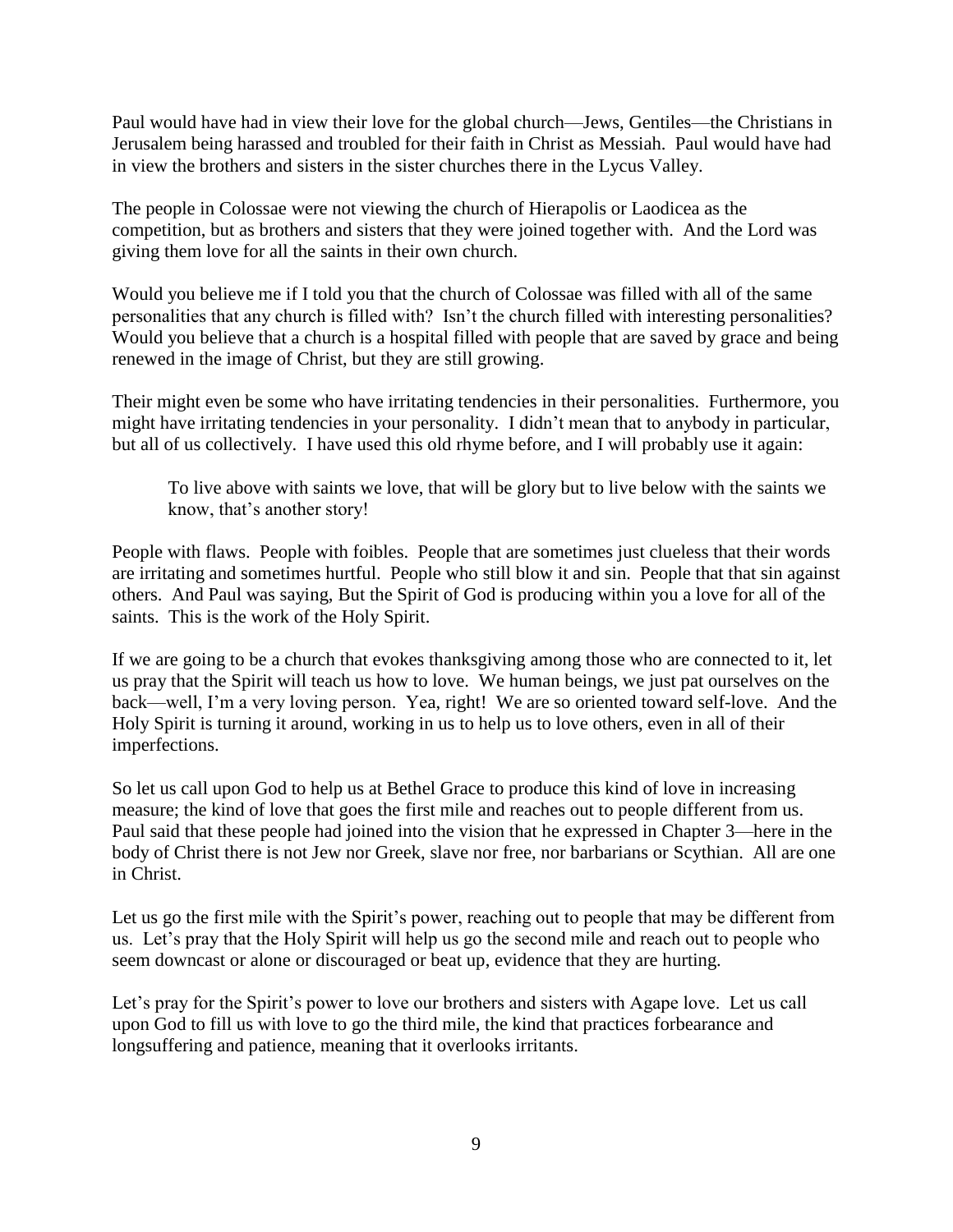Paul would have had in view their love for the global church—Jews, Gentiles—the Christians in Jerusalem being harassed and troubled for their faith in Christ as Messiah. Paul would have had in view the brothers and sisters in the sister churches there in the Lycus Valley.

The people in Colossae were not viewing the church of Hierapolis or Laodicea as the competition, but as brothers and sisters that they were joined together with. And the Lord was giving them love for all the saints in their own church.

Would you believe me if I told you that the church of Colossae was filled with all of the same personalities that any church is filled with? Isn't the church filled with interesting personalities? Would you believe that a church is a hospital filled with people that are saved by grace and being renewed in the image of Christ, but they are still growing.

Their might even be some who have irritating tendencies in their personalities. Furthermore, you might have irritating tendencies in your personality. I didn't mean that to anybody in particular, but all of us collectively. I have used this old rhyme before, and I will probably use it again:

> To live above with saints we love, that will be glory but to live below with the saints we know, that's another story!

People with flaws. People with foibles. People that are sometimes just clueless that their words are irritating and sometimes hurtful. People who still blow it and sin. People that that sin against others. And Paul was saying, But the Spirit of God is producing within you a love for all of the saints. This is the work of the Holy Spirit.

If we are going to be a church that evokes thanksgiving among those who are connected to it, let us pray that the Spirit will teach us how to love. We human beings, we just pat ourselves on the back—well, I'm a very loving person. Yea, right! We are so oriented toward self-love. And the Holy Spirit is turning it around, working in us to help us to love others, even in all of their imperfections.

So let us call upon God to help us at Bethel Grace to produce this kind of love in increasing measure; the kind of love that goes the first mile and reaches out to people different from us. Paul said that these people had joined into the vision that he expressed in Chapter 3—here in the body of Christ there is not Jew nor Greek, slave nor free, nor barbarians or Scythian. All are one in Christ.

Let us go the first mile with the Spirit's power, reaching out to people that may be different from us. Let's pray that the Holy Spirit will help us go the second mile and reach out to people who seem downcast or alone or discouraged or beat up, evidence that they are hurting.

Let's pray for the Spirit's power to love our brothers and sisters with Agape love. Let us call upon God to fill us with love to go the third mile, the kind that practices forbearance and longsuffering and patience, meaning that it overlooks irritants.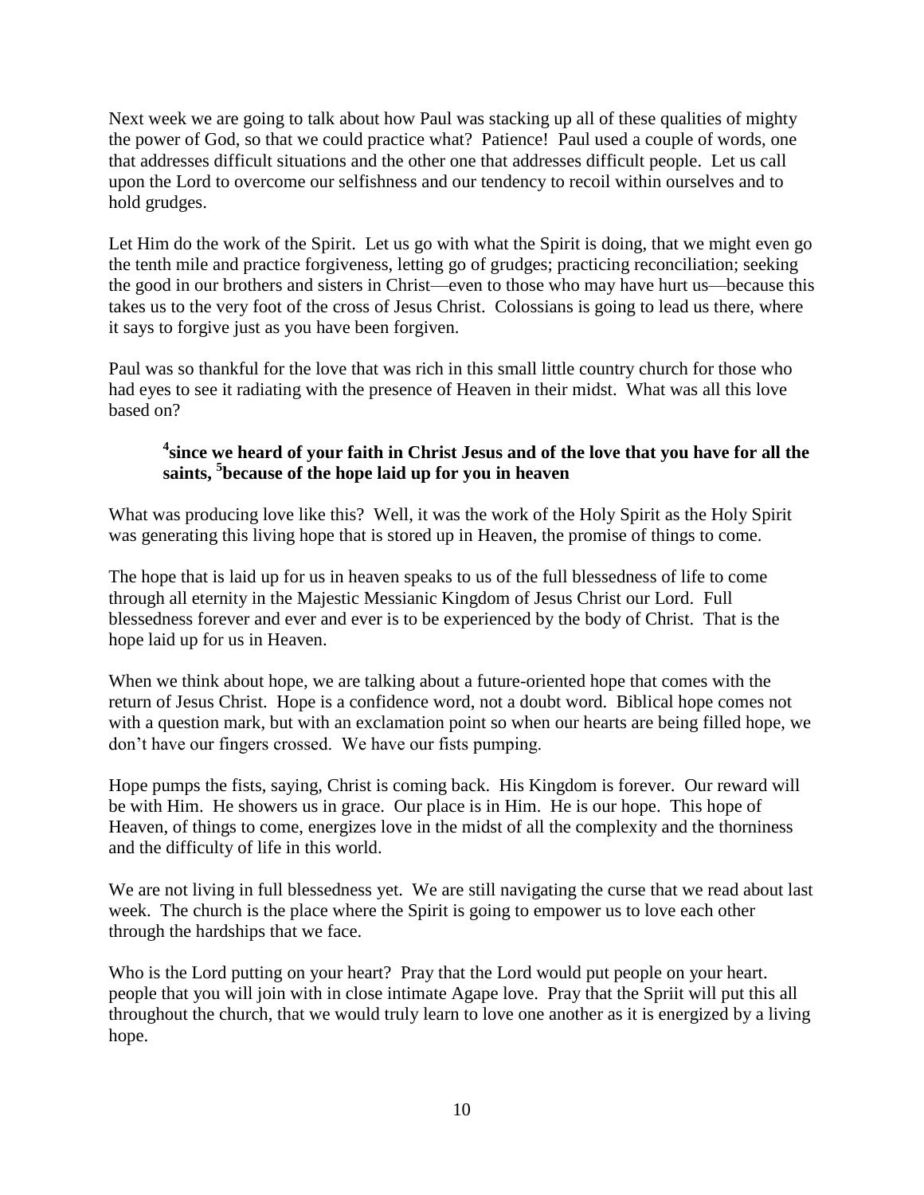Next week we are going to talk about how Paul was stacking up all of these qualities of mighty the power of God, so that we could practice what? Patience! Paul used a couple of words, one that addresses difficult situations and the other one that addresses difficult people. Let us call upon the Lord to overcome our selfishness and our tendency to recoil within ourselves and to hold grudges.

Let Him do the work of the Spirit. Let us go with what the Spirit is doing, that we might even go the tenth mile and practice forgiveness, letting go of grudges; practicing reconciliation; seeking the good in our brothers and sisters in Christ—even to those who may have hurt us—because this takes us to the very foot of the cross of Jesus Christ. Colossians is going to lead us there, where it says to forgive just as you have been forgiven.

Paul was so thankful for the love that was rich in this small little country church for those who had eyes to see it radiating with the presence of Heaven in their midst. What was all this love based on?

> **4since we heard of your faith in Christ Jesus and of the love that you have for all the saints, 5because of the hope laid up for you in heaven**

What was producing love like this? Well, it was the work of the Holy Spirit as the Holy Spirit was generating this living hope that is stored up in Heaven, the promise of things to come.

The hope that is laid up for us in heaven speaks to us of the full blessedness of life to come through all eternity in the Majestic Messianic Kingdom of Jesus Christ our Lord. Full blessedness forever and ever and ever is to be experienced by the body of Christ. That is the hope laid up for us in Heaven.

When we think about hope, we are talking about a future-oriented hope that comes with the return of Jesus Christ. Hope is a confidence word, not a doubt word. Biblical hope comes not with a question mark, but with an exclamation point so when our hearts are being filled hope, we don't have our fingers crossed. We have our fists pumping.

Hope pumps the fists, saying, Christ is coming back. His Kingdom is forever. Our reward will be with Him. He showers us in grace. Our place is in Him. He is our hope. This hope of Heaven, of things to come, energizes love in the midst of all the complexity and the thorniness and the difficulty of life in this world.

We are not living in full blessedness yet. We are still navigating the curse that we read about last week. The church is the place where the Spirit is going to empower us to love each other through the hardships that we face.

Who is the Lord putting on your heart? Pray that the Lord would put people on your heart. people that you will join with in close intimate Agape love. Pray that the Spriit will put this all throughout the church, that we would truly learn to love one another as it is energized by a living hope.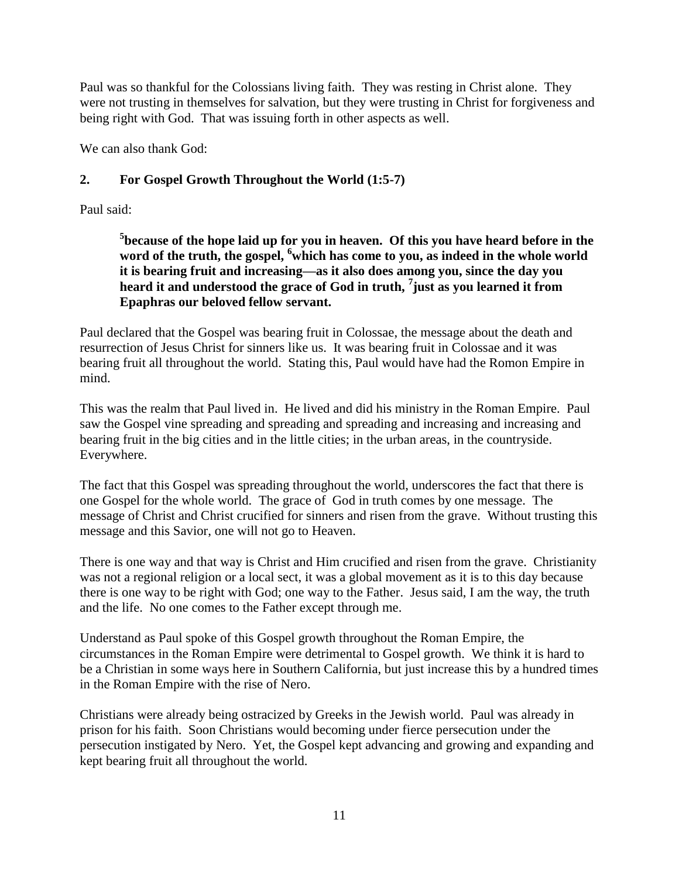Paul was so thankful for the Colossians living faith. They was resting in Christ alone. They were not trusting in themselves for salvation, but they were trusting in Christ for forgiveness and being right with God. That was issuing forth in other aspects as well.

We can also thank God:

## 2. For Gospel Growth Throughout the World (1:5-7)

Paul said:

> **[5]because of the hope laid up for you in heaven. Of this you have heard before in the word of the truth, the gospel, [6]which has come to you, as indeed in the whole world it is bearing fruit and increasing—as it also does among you, since the day you heard it and understood the grace of God in truth, [7]just as you learned it from Epaphras our beloved fellow servant.**

Paul declared that the Gospel was bearing fruit in Colossae, the message about the death and resurrection of Jesus Christ for sinners like us. It was bearing fruit in Colossae and it was bearing fruit all throughout the world. Stating this, Paul would have had the Romon Empire in mind.

This was the realm that Paul lived in. He lived and did his ministry in the Roman Empire. Paul saw the Gospel vine spreading and spreading and spreading and increasing and increasing and bearing fruit in the big cities and in the little cities; in the urban areas, in the countryside. Everywhere.

The fact that this Gospel was spreading throughout the world, underscores the fact that there is one Gospel for the whole world. The grace of God in truth comes by one message. The message of Christ and Christ crucified for sinners and risen from the grave. Without trusting this message and this Savior, one will not go to Heaven.

There is one way and that way is Christ and Him crucified and risen from the grave. Christianity was not a regional religion or a local sect, it was a global movement as it is to this day because there is one way to be right with God; one way to the Father. Jesus said, I am the way, the truth and the life. No one comes to the Father except through me.

Understand as Paul spoke of this Gospel growth throughout the Roman Empire, the circumstances in the Roman Empire were detrimental to Gospel growth. We think it is hard to be a Christian in some ways here in Southern California, but just increase this by a hundred times in the Roman Empire with the rise of Nero.

Christians were already being ostracized by Greeks in the Jewish world. Paul was already in prison for his faith. Soon Christians would becoming under fierce persecution under the persecution instigated by Nero. Yet, the Gospel kept advancing and growing and expanding and kept bearing fruit all throughout the world.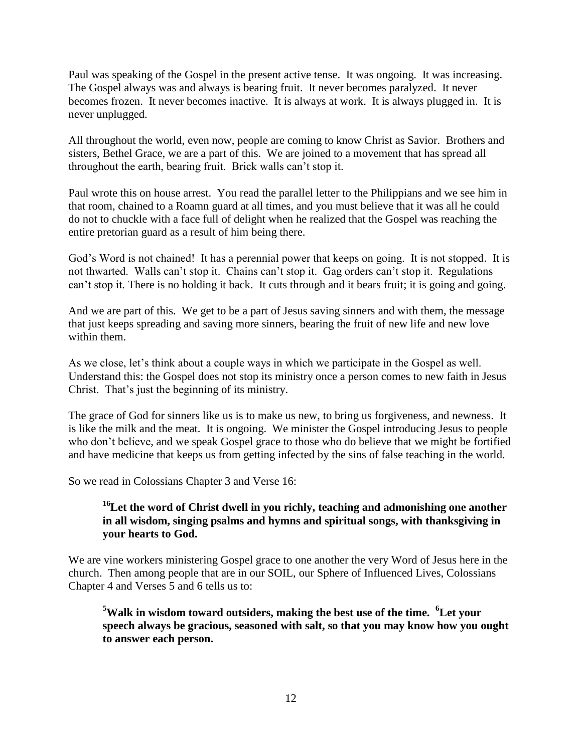Paul was speaking of the Gospel in the present active tense. It was ongoing. It was increasing. The Gospel always was and always is bearing fruit. It never becomes paralyzed. It never becomes frozen. It never becomes inactive. It is always at work. It is always plugged in. It is never unplugged.

All throughout the world, even now, people are coming to know Christ as Savior. Brothers and sisters, Bethel Grace, we are a part of this. We are joined to a movement that has spread all throughout the earth, bearing fruit. Brick walls can't stop it.

Paul wrote this on house arrest. You read the parallel letter to the Philippians and we see him in that room, chained to a Roamn guard at all times, and you must believe that it was all he could do not to chuckle with a face full of delight when he realized that the Gospel was reaching the entire pretorian guard as a result of him being there.

God's Word is not chained! It has a perennial power that keeps on going. It is not stopped. It is not thwarted. Walls can't stop it. Chains can't stop it. Gag orders can't stop it. Regulations can't stop it. There is no holding it back. It cuts through and it bears fruit; it is going and going.

And we are part of this. We get to be a part of Jesus saving sinners and with them, the message that just keeps spreading and saving more sinners, bearing the fruit of new life and new love within them.

As we close, let's think about a couple ways in which we participate in the Gospel as well. Understand this: the Gospel does not stop its ministry once a person comes to new faith in Jesus Christ. That's just the beginning of its ministry.

The grace of God for sinners like us is to make us new, to bring us forgiveness, and newness. It is like the milk and the meat. It is ongoing. We minister the Gospel introducing Jesus to people who don't believe, and we speak Gospel grace to those who do believe that we might be fortified and have medicine that keeps us from getting infected by the sins of false teaching in the world.

So we read in Colossians Chapter 3 and Verse 16:

> **[16]Let the word of Christ dwell in you richly, teaching and admonishing one another in all wisdom, singing psalms and hymns and spiritual songs, with thanksgiving in your hearts to God.**

We are vine workers ministering Gospel grace to one another the very Word of Jesus here in the church. Then among people that are in our SOIL, our Sphere of Influenced Lives, Colossians Chapter 4 and Verses 5 and 6 tells us to:

> **[5]Walk in wisdom toward outsiders, making the best use of the time. [6]Let your speech always be gracious, seasoned with salt, so that you may know how you ought to answer each person.**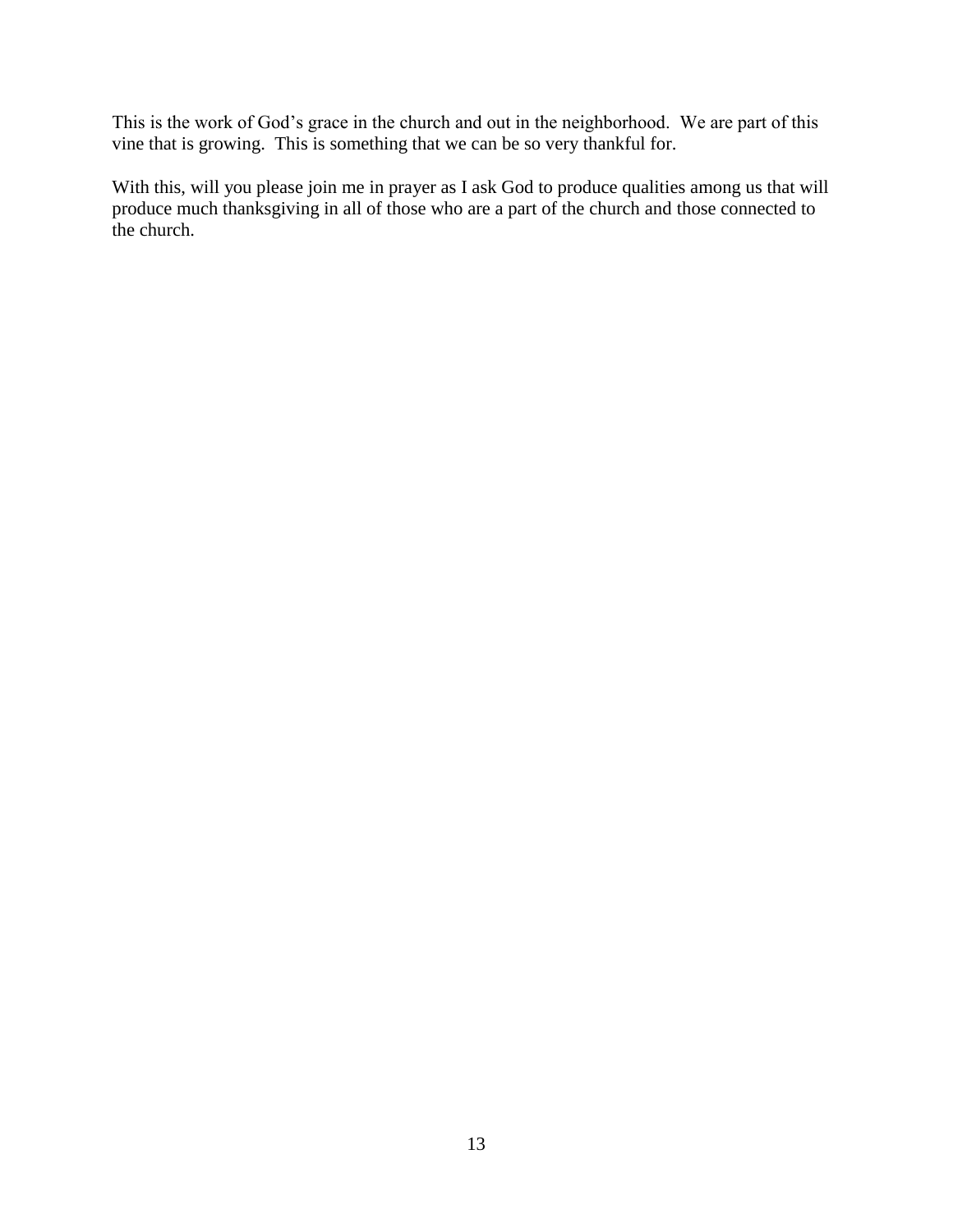This is the work of God's grace in the church and out in the neighborhood. We are part of this vine that is growing. This is something that we can be so very thankful for.

With this, will you please join me in prayer as I ask God to produce qualities among us that will produce much thanksgiving in all of those who are a part of the church and those connected to the church.